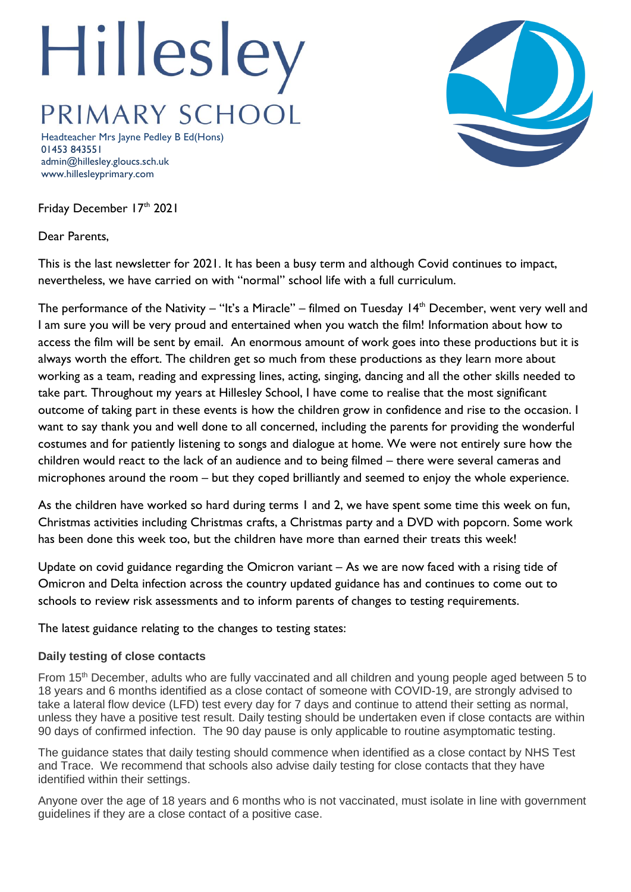# Hillesley

## PRIMARY SCHOOL

Headteacher Mrs Jayne Pedley B Ed(Hons)
01453 843551
admin@hillesley.gloucs.sch.uk
www.hillesleyprimary.com

Friday December 17th 2021

Dear Parents,

This is the last newsletter for 2021. It has been a busy term and although Covid continues to impact, nevertheless, we have carried on with "normal" school life with a full curriculum.

The performance of the Nativity – "It's a Miracle" – filmed on Tuesday 14th December, went very well and I am sure you will be very proud and entertained when you watch the film! Information about how to access the film will be sent by email. An enormous amount of work goes into these productions but it is always worth the effort. The children get so much from these productions as they learn more about working as a team, reading and expressing lines, acting, singing, dancing and all the other skills needed to take part. Throughout my years at Hillesley School, I have come to realise that the most significant outcome of taking part in these events is how the children grow in confidence and rise to the occasion. I want to say thank you and well done to all concerned, including the parents for providing the wonderful costumes and for patiently listening to songs and dialogue at home. We were not entirely sure how the children would react to the lack of an audience and to being filmed – there were several cameras and microphones around the room – but they coped brilliantly and seemed to enjoy the whole experience.

As the children have worked so hard during terms 1 and 2, we have spent some time this week on fun, Christmas activities including Christmas crafts, a Christmas party and a DVD with popcorn. Some work has been done this week too, but the children have more than earned their treats this week!

Update on covid guidance regarding the Omicron variant – As we are now faced with a rising tide of Omicron and Delta infection across the country updated guidance has and continues to come out to schools to review risk assessments and to inform parents of changes to testing requirements.

The latest guidance relating to the changes to testing states:

**Daily testing of close contacts**

From 15th December, adults who are fully vaccinated and all children and young people aged between 5 to 18 years and 6 months identified as a close contact of someone with COVID-19, are strongly advised to take a lateral flow device (LFD) test every day for 7 days and continue to attend their setting as normal, unless they have a positive test result. Daily testing should be undertaken even if close contacts are within 90 days of confirmed infection. The 90 day pause is only applicable to routine asymptomatic testing.

The guidance states that daily testing should commence when identified as a close contact by NHS Test and Trace. We recommend that schools also advise daily testing for close contacts that they have identified within their settings.

Anyone over the age of 18 years and 6 months who is not vaccinated, must isolate in line with government guidelines if they are a close contact of a positive case.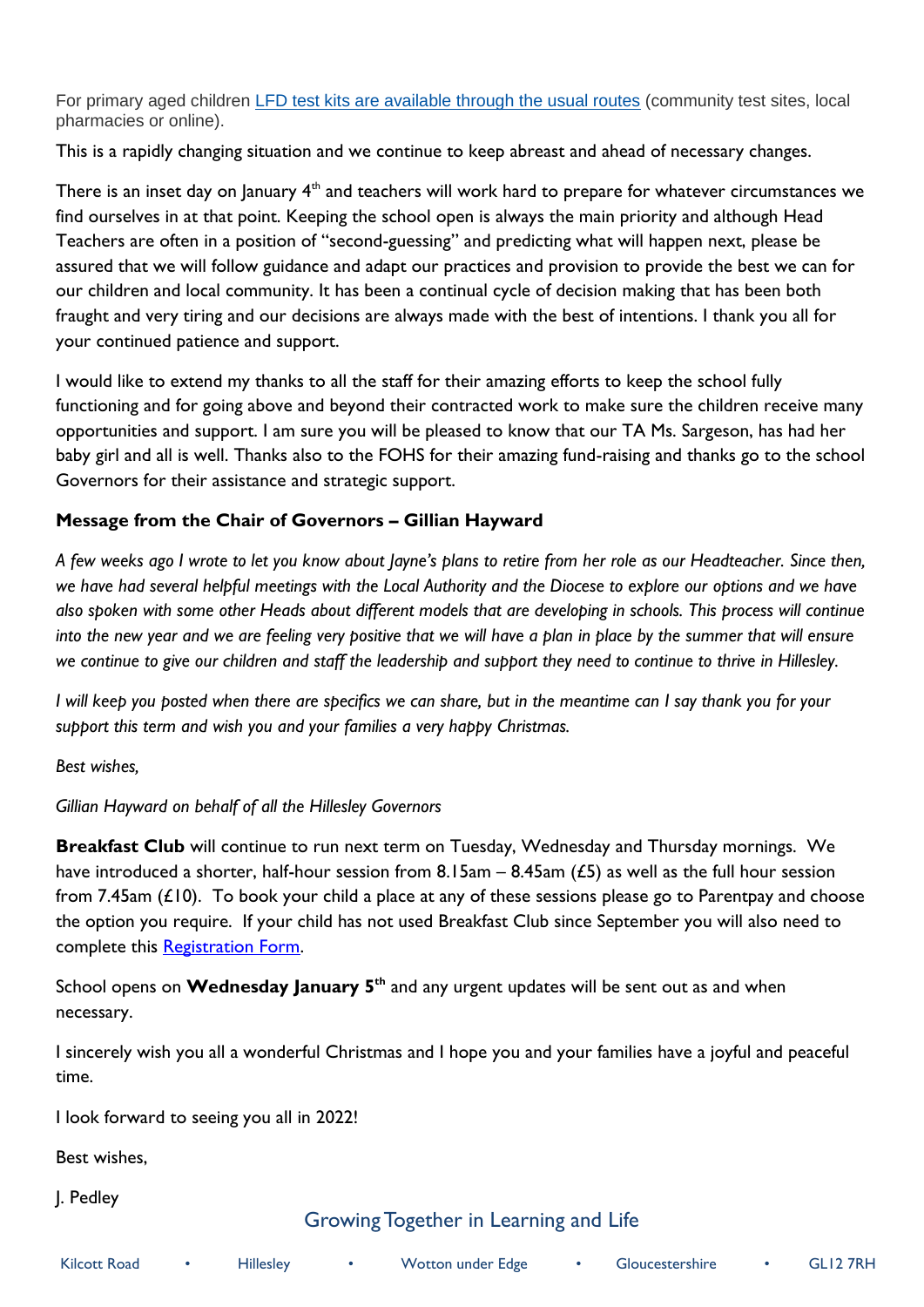For primary aged children [LFD test kits are available through the usual routes](#) (community test sites, local pharmacies or online).

This is a rapidly changing situation and we continue to keep abreast and ahead of necessary changes.

There is an inset day on January 4th and teachers will work hard to prepare for whatever circumstances we find ourselves in at that point. Keeping the school open is always the main priority and although Head Teachers are often in a position of "second-guessing" and predicting what will happen next, please be assured that we will follow guidance and adapt our practices and provision to provide the best we can for our children and local community. It has been a continual cycle of decision making that has been both fraught and very tiring and our decisions are always made with the best of intentions. I thank you all for your continued patience and support.

I would like to extend my thanks to all the staff for their amazing efforts to keep the school fully functioning and for going above and beyond their contracted work to make sure the children receive many opportunities and support. I am sure you will be pleased to know that our TA Ms. Sargeson, has had her baby girl and all is well. Thanks also to the FOHS for their amazing fund-raising and thanks go to the school Governors for their assistance and strategic support.

**Message from the Chair of Governors – Gillian Hayward**

*A few weeks ago I wrote to let you know about Jayne's plans to retire from her role as our Headteacher. Since then, we have had several helpful meetings with the Local Authority and the Diocese to explore our options and we have also spoken with some other Heads about different models that are developing in schools. This process will continue into the new year and we are feeling very positive that we will have a plan in place by the summer that will ensure we continue to give our children and staff the leadership and support they need to continue to thrive in Hillesley.*

*I will keep you posted when there are specifics we can share, but in the meantime can I say thank you for your support this term and wish you and your families a very happy Christmas.*

*Best wishes,*

*Gillian Hayward on behalf of all the Hillesley Governors*

**Breakfast Club** will continue to run next term on Tuesday, Wednesday and Thursday mornings. We have introduced a shorter, half-hour session from 8.15am – 8.45am (£5) as well as the full hour session from 7.45am (£10). To book your child a place at any of these sessions please go to Parentpay and choose the option you require. If your child has not used Breakfast Club since September you will also need to complete this [Registration Form](#).

School opens on **Wednesday January 5th** and any urgent updates will be sent out as and when necessary.

I sincerely wish you all a wonderful Christmas and I hope you and your families have a joyful and peaceful time.

I look forward to seeing you all in 2022!

Best wishes,

J. Pedley

Growing Together in Learning and Life

Kilcott Road • Hillesley • Wotton under Edge • Gloucestershire • GL12 7RH